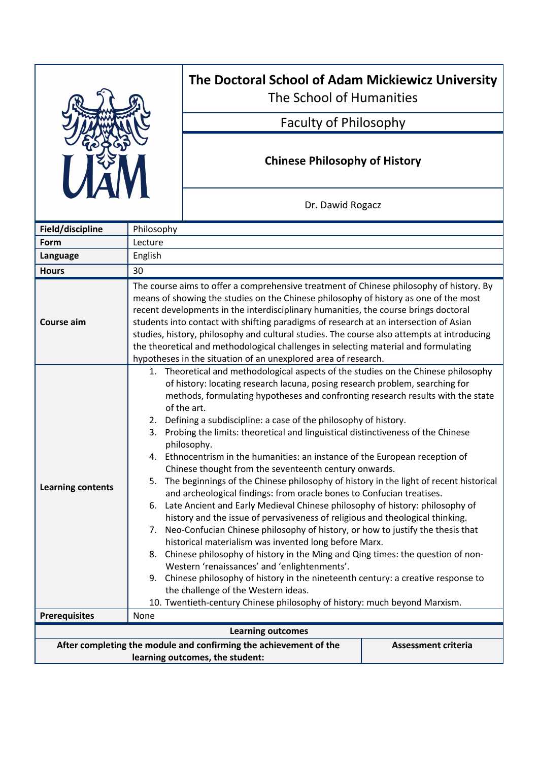# The Doctoral School of Adam Mickiewicz University

The School of Humanities

Faculty of Philosophy

## Chinese Philosophy of History

Dr. Dawid Rogacz

| | |
|---|---|
| **Field/discipline** | Philosophy |
| **Form** | Lecture |
| **Language** | English |
| **Hours** | 30 |
| **Course aim** | The course aims to offer a comprehensive treatment of Chinese philosophy of history. By means of showing the studies on the Chinese philosophy of history as one of the most recent developments in the interdisciplinary humanities, the course brings doctoral students into contact with shifting paradigms of research at an intersection of Asian studies, history, philosophy and cultural studies. The course also attempts at introducing the theoretical and methodological challenges in selecting material and formulating hypotheses in the situation of an unexplored area of research. |
| **Learning contents** | 1. Theoretical and methodological aspects of the studies on the Chinese philosophy of history: locating research lacuna, posing research problem, searching for methods, formulating hypotheses and confronting research results with the state of the art.<br>2. Defining a subdiscipline: a case of the philosophy of history.<br>3. Probing the limits: theoretical and linguistical distinctiveness of the Chinese philosophy.<br>4. Ethnocentrism in the humanities: an instance of the European reception of Chinese thought from the seventeenth century onwards.<br>5. The beginnings of the Chinese philosophy of history in the light of recent historical and archeological findings: from oracle bones to Confucian treatises.<br>6. Late Ancient and Early Medieval Chinese philosophy of history: philosophy of history and the issue of pervasiveness of religious and theological thinking.<br>7. Neo-Confucian Chinese philosophy of history, or how to justify the thesis that historical materialism was invented long before Marx.<br>8. Chinese philosophy of history in the Ming and Qing times: the question of non-Western 'renaissances' and 'enlightenments'.<br>9. Chinese philosophy of history in the nineteenth century: a creative response to the challenge of the Western ideas.<br>10. Twentieth-century Chinese philosophy of history: much beyond Marxism. |
| **Prerequisites** | None |

| | |
|---|---|
| **Learning outcomes** | |
| **After completing the module and confirming the achievement of the learning outcomes, the student:** | **Assessment criteria** |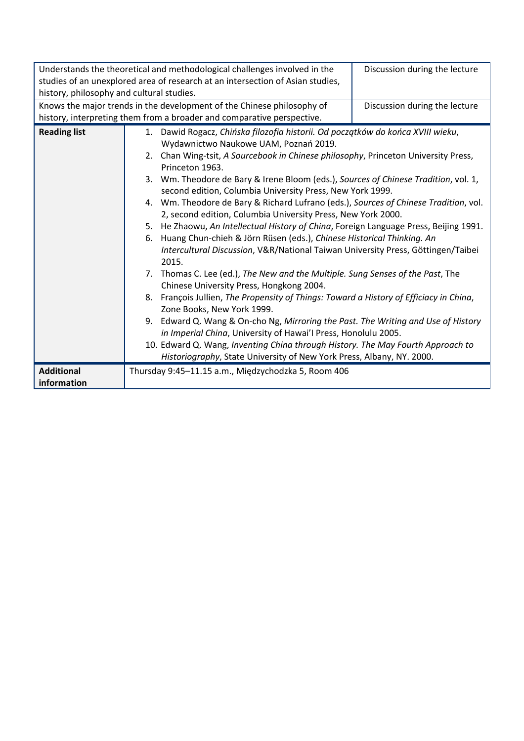| | |
|---|---|
| Understands the theoretical and methodological challenges involved in the studies of an unexplored area of research at an intersection of Asian studies, history, philosophy and cultural studies. | Discussion during the lecture |
| Knows the major trends in the development of the Chinese philosophy of history, interpreting them from a broader and comparative perspective. | Discussion during the lecture |

| | |
|---|---|
| **Reading list** | 1. Dawid Rogacz, *Chińska filozofia historii. Od początków do końca XVIII wieku*, Wydawnictwo Naukowe UAM, Poznań 2019.<br>2. Chan Wing-tsit, *A Sourcebook in Chinese philosophy*, Princeton University Press, Princeton 1963.<br>3. Wm. Theodore de Bary & Irene Bloom (eds.), *Sources of Chinese Tradition*, vol. 1, second edition, Columbia University Press, New York 1999.<br>4. Wm. Theodore de Bary & Richard Lufrano (eds.), *Sources of Chinese Tradition*, vol. 2, second edition, Columbia University Press, New York 2000.<br>5. He Zhaowu, *An Intellectual History of China*, Foreign Language Press, Beijing 1991.<br>6. Huang Chun-chieh & Jörn Rüsen (eds.), *Chinese Historical Thinking. An Intercultural Discussion*, V&R/National Taiwan University Press, Göttingen/Taibei 2015.<br>7. Thomas C. Lee (ed.), *The New and the Multiple. Sung Senses of the Past*, The Chinese University Press, Hongkong 2004.<br>8. François Jullien, *The Propensity of Things: Toward a History of Efficiacy in China*, Zone Books, New York 1999.<br>9. Edward Q. Wang & On-cho Ng, *Mirroring the Past. The Writing and Use of History in Imperial China*, University of Hawai'I Press, Honolulu 2005.<br>10. Edward Q. Wang, *Inventing China through History. The May Fourth Approach to Historiography*, State University of New York Press, Albany, NY. 2000. |
| **Additional information** | Thursday 9:45–11.15 a.m., Międzychodzka 5, Room 406 |